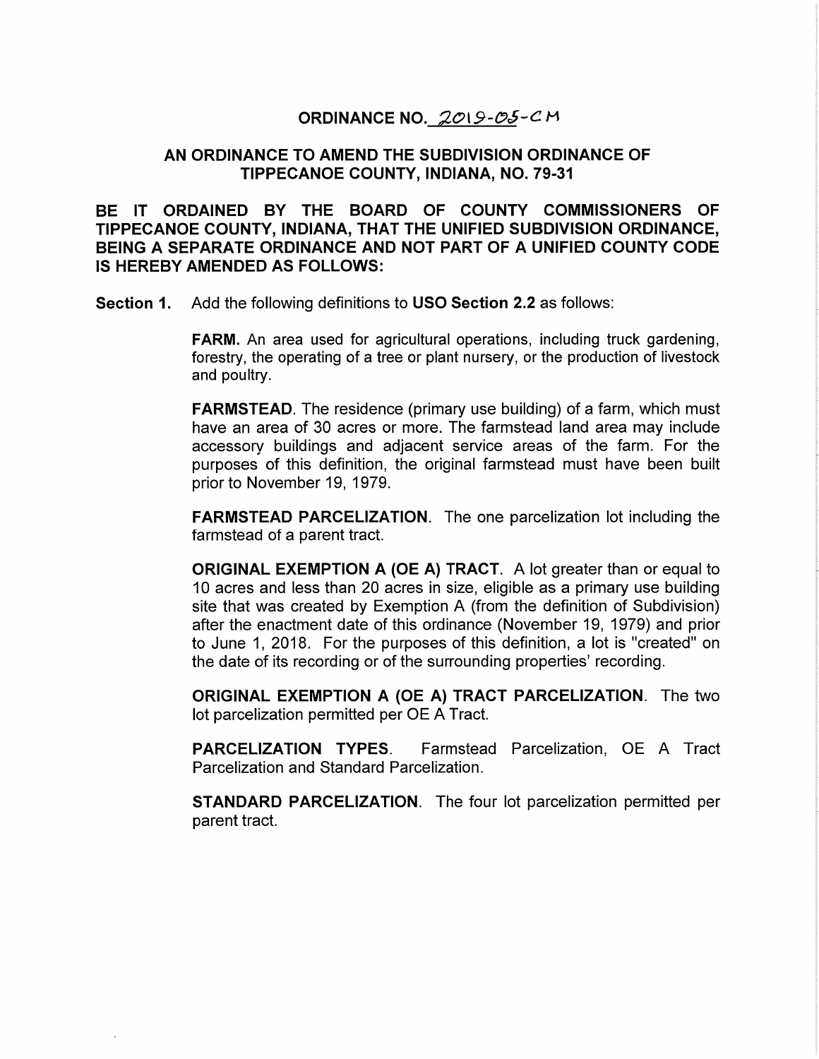# ORDINANCE NO. 2019-05-CM

## AN ORDINANCE TO AMEND THE SUBDIVISION ORDINANCE OF TIPPECANOE COUNTY, INDIANA, NO. 79-31

**BE IT ORDAINED BY THE BOARD OF COUNTY COMMISSIONERS OF TIPPECANOE COUNTY, INDIANA, THAT THE UNIFIED SUBDIVISION ORDINANCE, BEING A SEPARATE ORDINANCE AND NOT PART OF A UNIFIED COUNTY CODE IS HEREBY AMENDED AS FOLLOWS:**

**Section 1.** Add the following definitions to **USO Section 2.2** as follows:

**FARM.** An area used for agricultural operations, including truck gardening, forestry, the operating of a tree or plant nursery, or the production of livestock and poultry.

**FARMSTEAD**. The residence (primary use building) of a farm, which must have an area of 30 acres or more. The farmstead land area may include accessory buildings and adjacent service areas of the farm. For the purposes of this definition, the original farmstead must have been built prior to November 19, 1979.

**FARMSTEAD PARCELIZATION**. The one parcelization lot including the farmstead of a parent tract.

**ORIGINAL EXEMPTION A (OE A) TRACT**. A lot greater than or equal to 10 acres and less than 20 acres in size, eligible as a primary use building site that was created by Exemption A (from the definition of Subdivision) after the enactment date of this ordinance (November 19, 1979) and prior to June 1, 2018. For the purposes of this definition, a lot is "created" on the date of its recording or of the surrounding properties' recording.

**ORIGINAL EXEMPTION A (OE A) TRACT PARCELIZATION**. The two lot parcelization permitted per OE A Tract.

**PARCELIZATION TYPES**. Farmstead Parcelization, OE A Tract Parcelization and Standard Parcelization.

**STANDARD PARCELIZATION**. The four lot parcelization permitted per parent tract.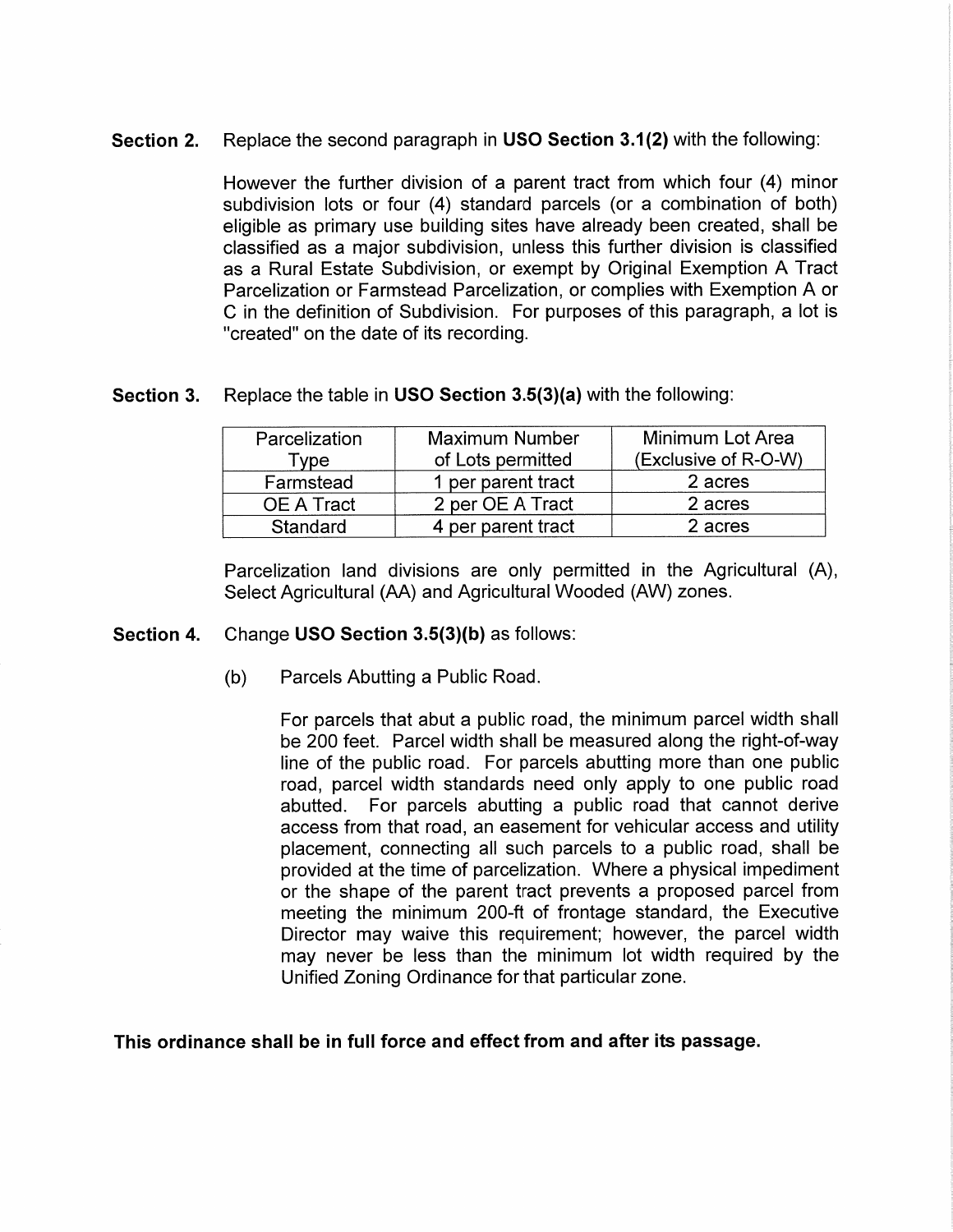**Section 2.** Replace the second paragraph in **USO Section 3.1(2)** with the following:

However the further division of a parent tract from which four (4) minor subdivision lots or four (4) standard parcels (or a combination of both) eligible as primary use building sites have already been created, shall be classified as a major subdivision, unless this further division is classified as a Rural Estate Subdivision, or exempt by Original Exemption A Tract Parcelization or Farmstead Parcelization, or complies with Exemption A or C in the definition of Subdivision. For purposes of this paragraph, a lot is "created" on the date of its recording.

**Section 3.** Replace the table in **USO Section 3.5(3)(a)** with the following:

| Parcelization Type | Maximum Number of Lots permitted | Minimum Lot Area (Exclusive of R-O-W) |
|---|---|---|
| Farmstead | 1 per parent tract | 2 acres |
| OE A Tract | 2 per OE A Tract | 2 acres |
| Standard | 4 per parent tract | 2 acres |

Parcelization land divisions are only permitted in the Agricultural (A), Select Agricultural (AA) and Agricultural Wooded (AW) zones.

**Section 4.** Change **USO Section 3.5(3)(b)** as follows:

(b) Parcels Abutting a Public Road.

For parcels that abut a public road, the minimum parcel width shall be 200 feet. Parcel width shall be measured along the right-of-way line of the public road. For parcels abutting more than one public road, parcel width standards need only apply to one public road abutted. For parcels abutting a public road that cannot derive access from that road, an easement for vehicular access and utility placement, connecting all such parcels to a public road, shall be provided at the time of parcelization. Where a physical impediment or the shape of the parent tract prevents a proposed parcel from meeting the minimum 200-ft of frontage standard, the Executive Director may waive this requirement; however, the parcel width may never be less than the minimum lot width required by the Unified Zoning Ordinance for that particular zone.

**This ordinance shall be in full force and effect from and after its passage.**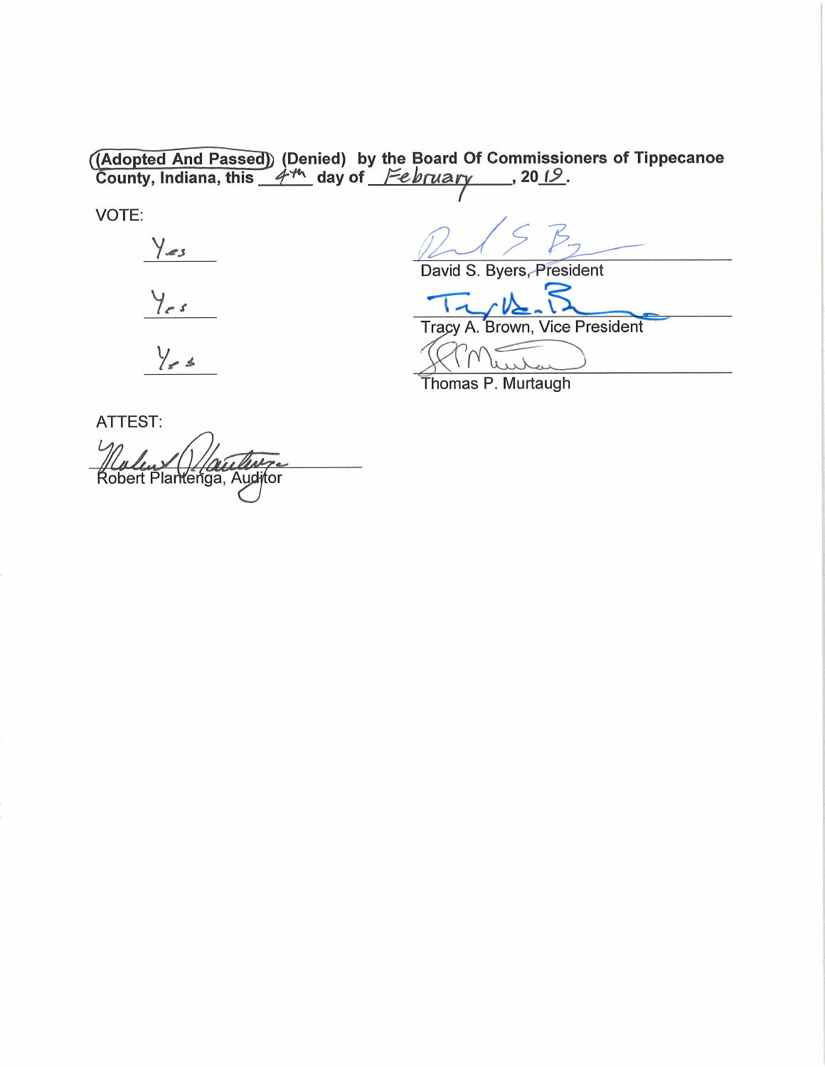**(Adopted And Passed)** **(Denied) by the Board Of Commissioners of Tippecanoe County, Indiana, this** 4th **day of** February**, 20**19**.**

VOTE:

| Vote | Commissioner |
|---|---|
| Yes | David S. Byers, President |
| Yes | Tracy A. Brown, Vice President |
| Yes | Thomas P. Murtaugh |

ATTEST:

Robert Plantenga, Auditor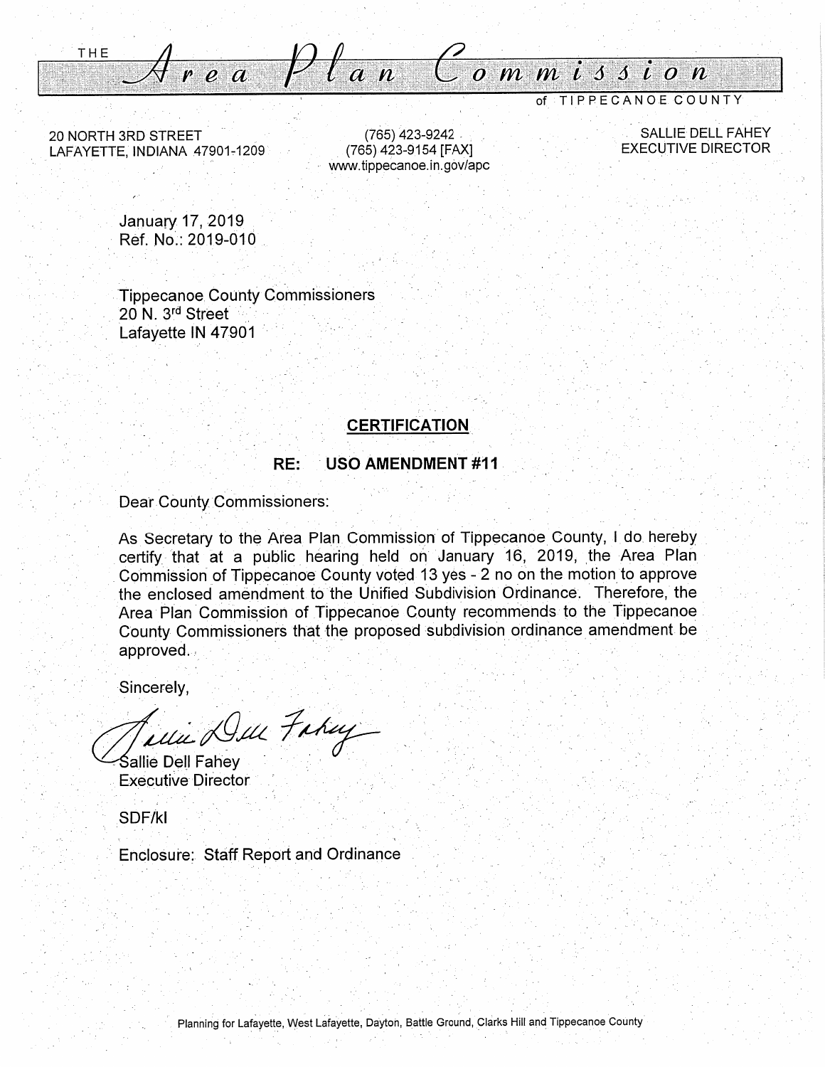THE *Area Plan Commission*

of TIPPECANOE COUNTY

20 NORTH 3RD STREET
LAFAYETTE, INDIANA 47901-1209

(765) 423-9242
(765) 423-9154 [FAX]
www.tippecanoe.in.gov/apc

SALLIE DELL FAHEY
EXECUTIVE DIRECTOR

January 17, 2019
Ref. No.: 2019-010

Tippecanoe County Commissioners
20 N. 3rd Street
Lafayette IN 47901

**CERTIFICATION**

**RE: USO AMENDMENT #11**

Dear County Commissioners:

As Secretary to the Area Plan Commission of Tippecanoe County, I do hereby certify that at a public hearing held on January 16, 2019, the Area Plan Commission of Tippecanoe County voted 13 yes - 2 no on the motion to approve the enclosed amendment to the Unified Subdivision Ordinance. Therefore, the Area Plan Commission of Tippecanoe County recommends to the Tippecanoe County Commissioners that the proposed subdivision ordinance amendment be approved.

Sincerely,

Sallie Dell Fahey
Executive Director

SDF/kl

Enclosure: Staff Report and Ordinance

Planning for Lafayette, West Lafayette, Dayton, Battle Ground, Clarks Hill and Tippecanoe County